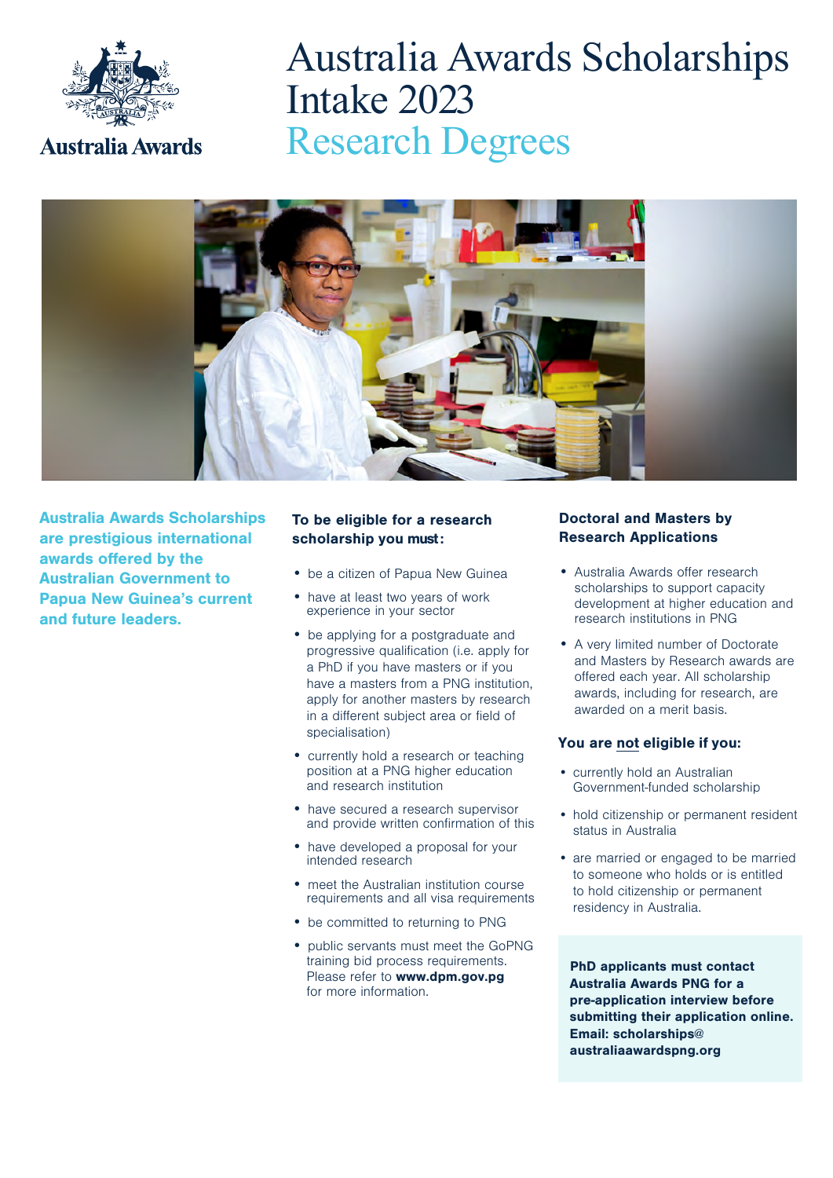Australia Awards

# Australia Awards Scholarships Intake 2023

## Research Degrees

**Australia Awards Scholarships are prestigious international awards offered by the Australian Government to Papua New Guinea's current and future leaders.**

### To be eligible for a research scholarship you must:

- be a citizen of Papua New Guinea
- have at least two years of work experience in your sector
- be applying for a postgraduate and progressive qualification (i.e. apply for a PhD if you have masters or if you have a masters from a PNG institution, apply for another masters by research in a different subject area or field of specialisation)
- currently hold a research or teaching position at a PNG higher education and research institution
- have secured a research supervisor and provide written confirmation of this
- have developed a proposal for your intended research
- meet the Australian institution course requirements and all visa requirements
- be committed to returning to PNG
- public servants must meet the GoPNG training bid process requirements. Please refer to **www.dpm.gov.pg** for more information.

### Doctoral and Masters by Research Applications

- Australia Awards offer research scholarships to support capacity development at higher education and research institutions in PNG
- A very limited number of Doctorate and Masters by Research awards are offered each year. All scholarship awards, including for research, are awarded on a merit basis.

### You are not eligible if you:

- currently hold an Australian Government-funded scholarship
- hold citizenship or permanent resident status in Australia
- are married or engaged to be married to someone who holds or is entitled to hold citizenship or permanent residency in Australia.

**PhD applicants must contact Australia Awards PNG for a pre-application interview before submitting their application online. Email: scholarships@australiaawardspng.org**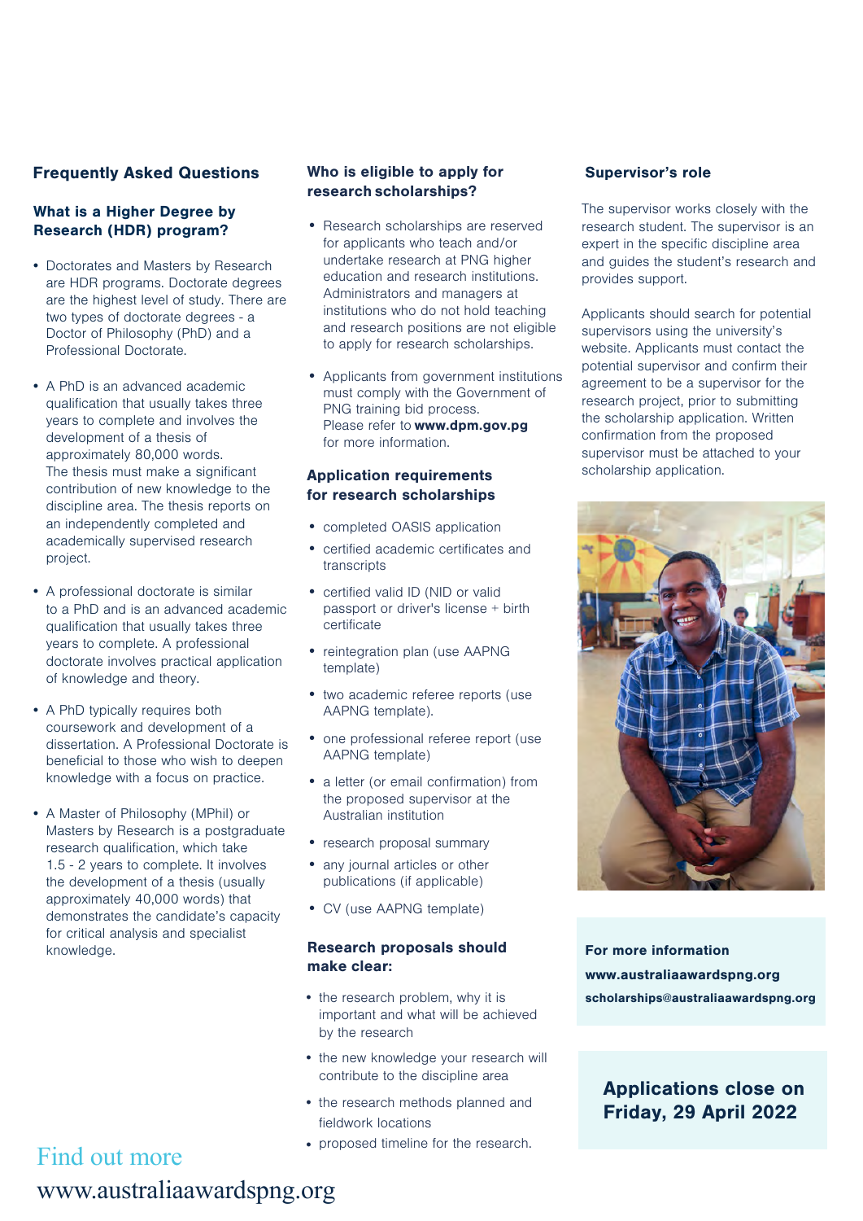## Frequently Asked Questions

### What is a Higher Degree by Research (HDR) program?

- Doctorates and Masters by Research are HDR programs. Doctorate degrees are the highest level of study. There are two types of doctorate degrees - a Doctor of Philosophy (PhD) and a Professional Doctorate.
- A PhD is an advanced academic qualification that usually takes three years to complete and involves the development of a thesis of approximately 80,000 words. The thesis must make a significant contribution of new knowledge to the discipline area. The thesis reports on an independently completed and academically supervised research project.
- A professional doctorate is similar to a PhD and is an advanced academic qualification that usually takes three years to complete. A professional doctorate involves practical application of knowledge and theory.
- A PhD typically requires both coursework and development of a dissertation. A Professional Doctorate is beneficial to those who wish to deepen knowledge with a focus on practice.
- A Master of Philosophy (MPhil) or Masters by Research is a postgraduate research qualification, which take 1.5 - 2 years to complete. It involves the development of a thesis (usually approximately 40,000 words) that demonstrates the candidate's capacity for critical analysis and specialist knowledge.

### Who is eligible to apply for research scholarships?

- Research scholarships are reserved for applicants who teach and/or undertake research at PNG higher education and research institutions. Administrators and managers at institutions who do not hold teaching and research positions are not eligible to apply for research scholarships.
- Applicants from government institutions must comply with the Government of PNG training bid process. Please refer to **www.dpm.gov.pg** for more information.

### Application requirements for research scholarships

- completed OASIS application
- certified academic certificates and transcripts
- certified valid ID (NID or valid passport or driver's license + birth certificate
- reintegration plan (use AAPNG template)
- two academic referee reports (use AAPNG template).
- one professional referee report (use AAPNG template)
- a letter (or email confirmation) from the proposed supervisor at the Australian institution
- research proposal summary
- any journal articles or other publications (if applicable)
- CV (use AAPNG template)

### Research proposals should make clear:

- the research problem, why it is important and what will be achieved by the research
- the new knowledge your research will contribute to the discipline area
- the research methods planned and fieldwork locations
- proposed timeline for the research.

### Supervisor's role

The supervisor works closely with the research student. The supervisor is an expert in the specific discipline area and guides the student's research and provides support.

Applicants should search for potential supervisors using the university's website. Applicants must contact the potential supervisor and confirm their agreement to be a supervisor for the research project, prior to submitting the scholarship application. Written confirmation from the proposed supervisor must be attached to your scholarship application.

**For more information**
**www.australiaawardspng.org**
**scholarships@australiaawardspng.org**

**Applications close on Friday, 29 April 2022**

Find out more
www.australiaawardspng.org